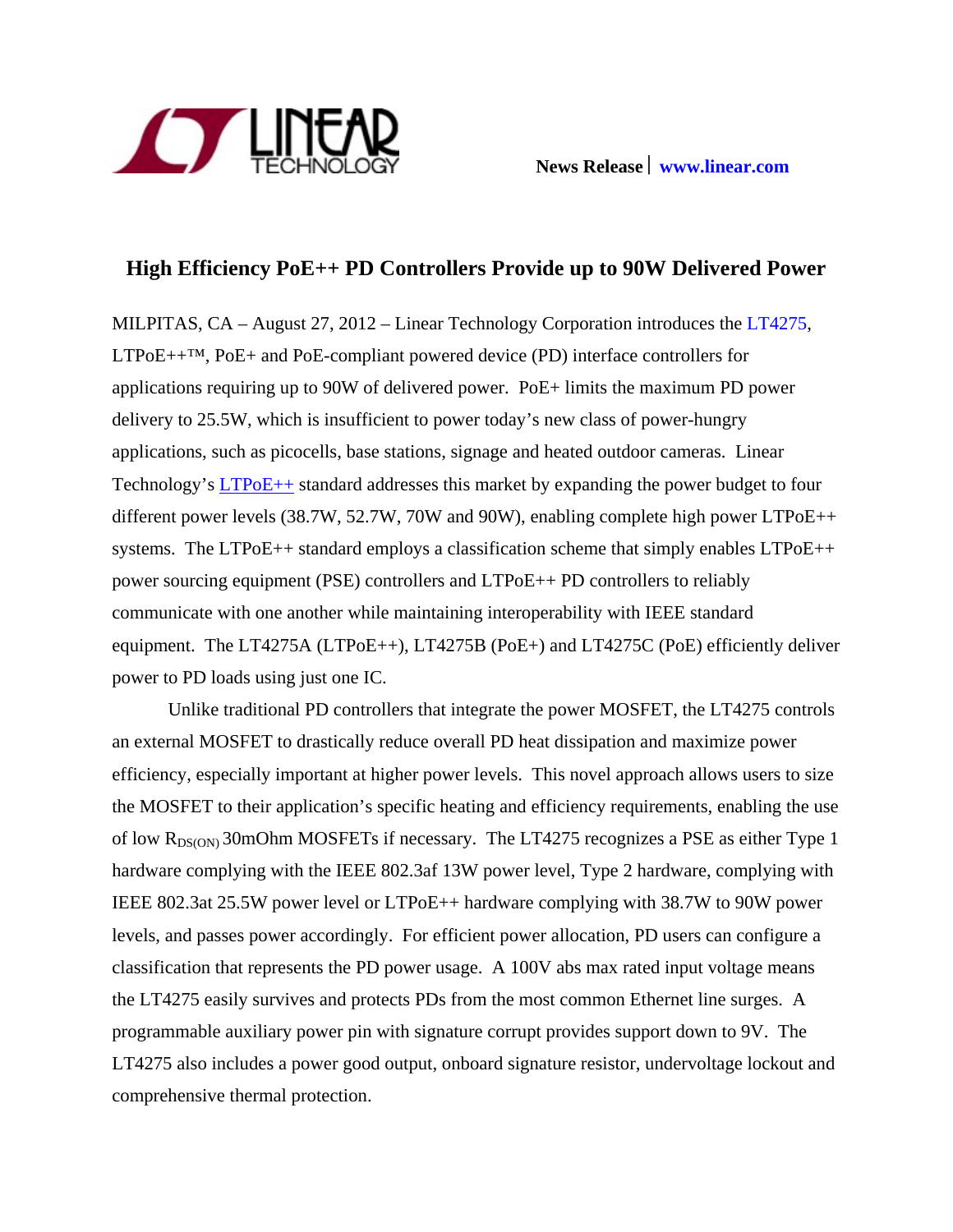News Release | www.linear.com

# High Efficiency PoE++ PD Controllers Provide up to 90W Delivered Power

MILPITAS, CA – August 27, 2012 – Linear Technology Corporation introduces the LT4275, LTPoE++™, PoE+ and PoE-compliant powered device (PD) interface controllers for applications requiring up to 90W of delivered power. PoE+ limits the maximum PD power delivery to 25.5W, which is insufficient to power today's new class of power-hungry applications, such as picocells, base stations, signage and heated outdoor cameras. Linear Technology's LTPoE++ standard addresses this market by expanding the power budget to four different power levels (38.7W, 52.7W, 70W and 90W), enabling complete high power LTPoE++ systems. The LTPoE++ standard employs a classification scheme that simply enables LTPoE++ power sourcing equipment (PSE) controllers and LTPoE++ PD controllers to reliably communicate with one another while maintaining interoperability with IEEE standard equipment. The LT4275A (LTPoE++), LT4275B (PoE+) and LT4275C (PoE) efficiently deliver power to PD loads using just one IC.

Unlike traditional PD controllers that integrate the power MOSFET, the LT4275 controls an external MOSFET to drastically reduce overall PD heat dissipation and maximize power efficiency, especially important at higher power levels. This novel approach allows users to size the MOSFET to their application's specific heating and efficiency requirements, enabling the use of low $R_{DS(ON)}$ 30mOhm MOSFETs if necessary. The LT4275 recognizes a PSE as either Type 1 hardware complying with the IEEE 802.3af 13W power level, Type 2 hardware, complying with IEEE 802.3at 25.5W power level or LTPoE++ hardware complying with 38.7W to 90W power levels, and passes power accordingly. For efficient power allocation, PD users can configure a classification that represents the PD power usage. A 100V abs max rated input voltage means the LT4275 easily survives and protects PDs from the most common Ethernet line surges. A programmable auxiliary power pin with signature corrupt provides support down to 9V. The LT4275 also includes a power good output, onboard signature resistor, undervoltage lockout and comprehensive thermal protection.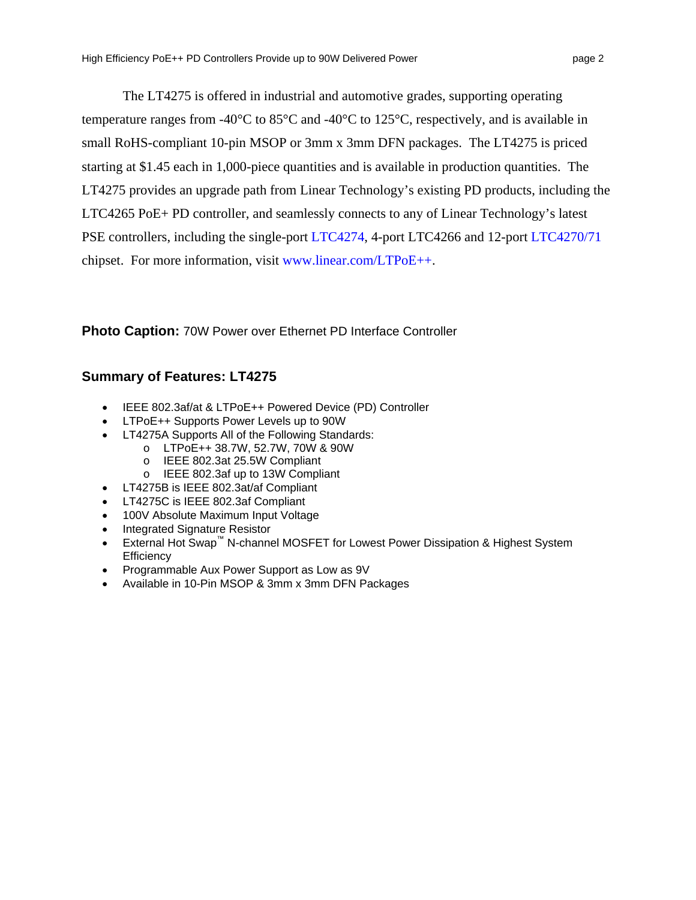The LT4275 is offered in industrial and automotive grades, supporting operating temperature ranges from -40°C to 85°C and -40°C to 125°C, respectively, and is available in small RoHS-compliant 10-pin MSOP or 3mm x 3mm DFN packages. The LT4275 is priced starting at $1.45 each in 1,000-piece quantities and is available in production quantities. The LT4275 provides an upgrade path from Linear Technology's existing PD products, including the LTC4265 PoE+ PD controller, and seamlessly connects to any of Linear Technology's latest PSE controllers, including the single-port LTC4274, 4-port LTC4266 and 12-port LTC4270/71 chipset. For more information, visit www.linear.com/LTPoE++.

**Photo Caption:** 70W Power over Ethernet PD Interface Controller

### Summary of Features: LT4275

- IEEE 802.3af/at & LTPoE++ Powered Device (PD) Controller
- LTPoE++ Supports Power Levels up to 90W
- LT4275A Supports All of the Following Standards:
  - LTPoE++ 38.7W, 52.7W, 70W & 90W
  - IEEE 802.3at 25.5W Compliant
  - IEEE 802.3af up to 13W Compliant
- LT4275B is IEEE 802.3at/af Compliant
- LT4275C is IEEE 802.3af Compliant
- 100V Absolute Maximum Input Voltage
- Integrated Signature Resistor
- External Hot Swap™ N-channel MOSFET for Lowest Power Dissipation & Highest System Efficiency
- Programmable Aux Power Support as Low as 9V
- Available in 10-Pin MSOP & 3mm x 3mm DFN Packages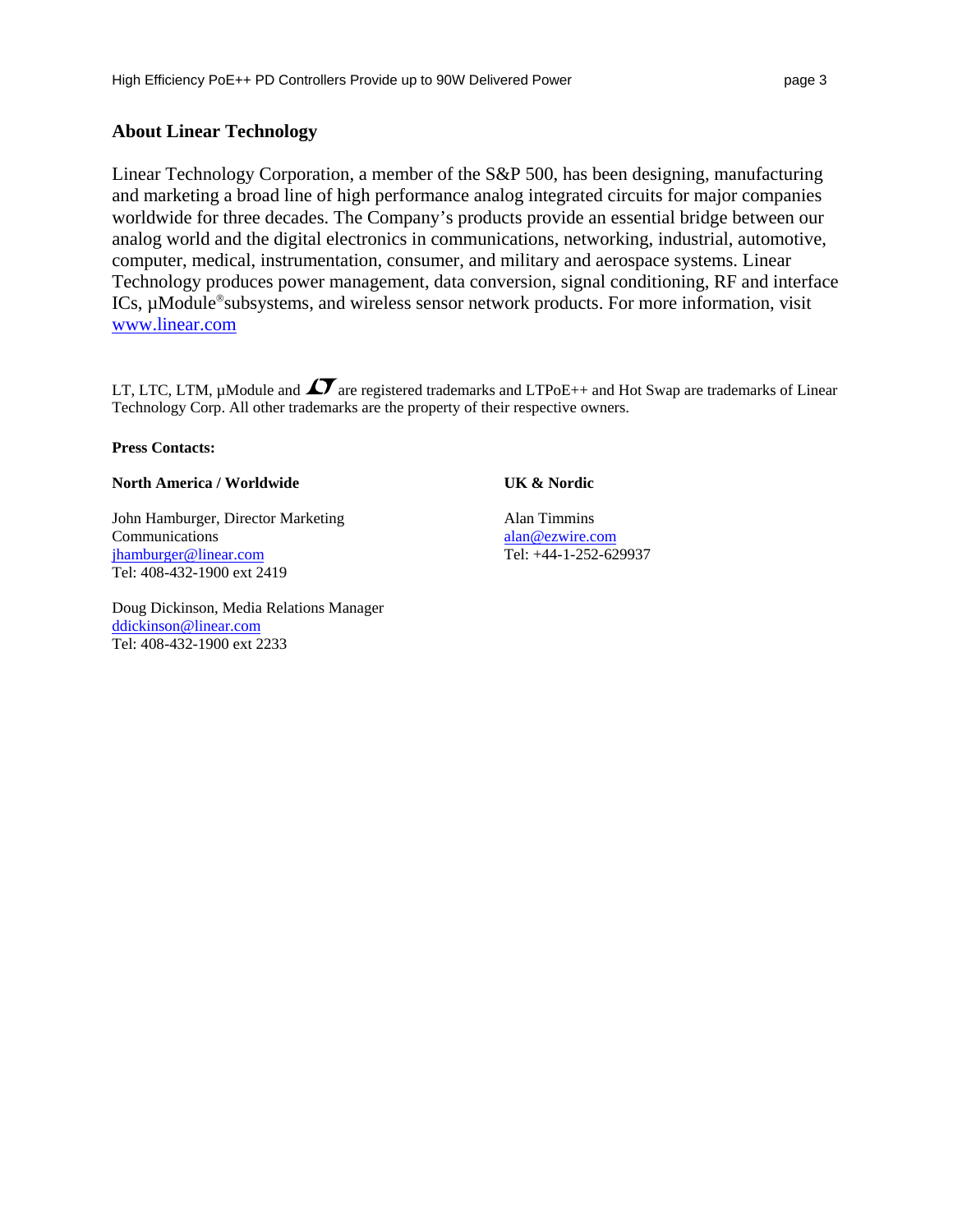## About Linear Technology

Linear Technology Corporation, a member of the S&P 500, has been designing, manufacturing and marketing a broad line of high performance analog integrated circuits for major companies worldwide for three decades. The Company's products provide an essential bridge between our analog world and the digital electronics in communications, networking, industrial, automotive, computer, medical, instrumentation, consumer, and military and aerospace systems. Linear Technology produces power management, data conversion, signal conditioning, RF and interface ICs, µModule® subsystems, and wireless sensor network products. For more information, visit www.linear.com

LT, LTC, LTM, µModule and LT logo are registered trademarks and LTPoE++ and Hot Swap are trademarks of Linear Technology Corp. All other trademarks are the property of their respective owners.

**Press Contacts:**

**North America / Worldwide**

John Hamburger, Director Marketing Communications
jhamburger@linear.com
Tel: 408-432-1900 ext 2419

Doug Dickinson, Media Relations Manager
ddickinson@linear.com
Tel: 408-432-1900 ext 2233

**UK & Nordic**

Alan Timmins
alan@ezwire.com
Tel: +44-1-252-629937